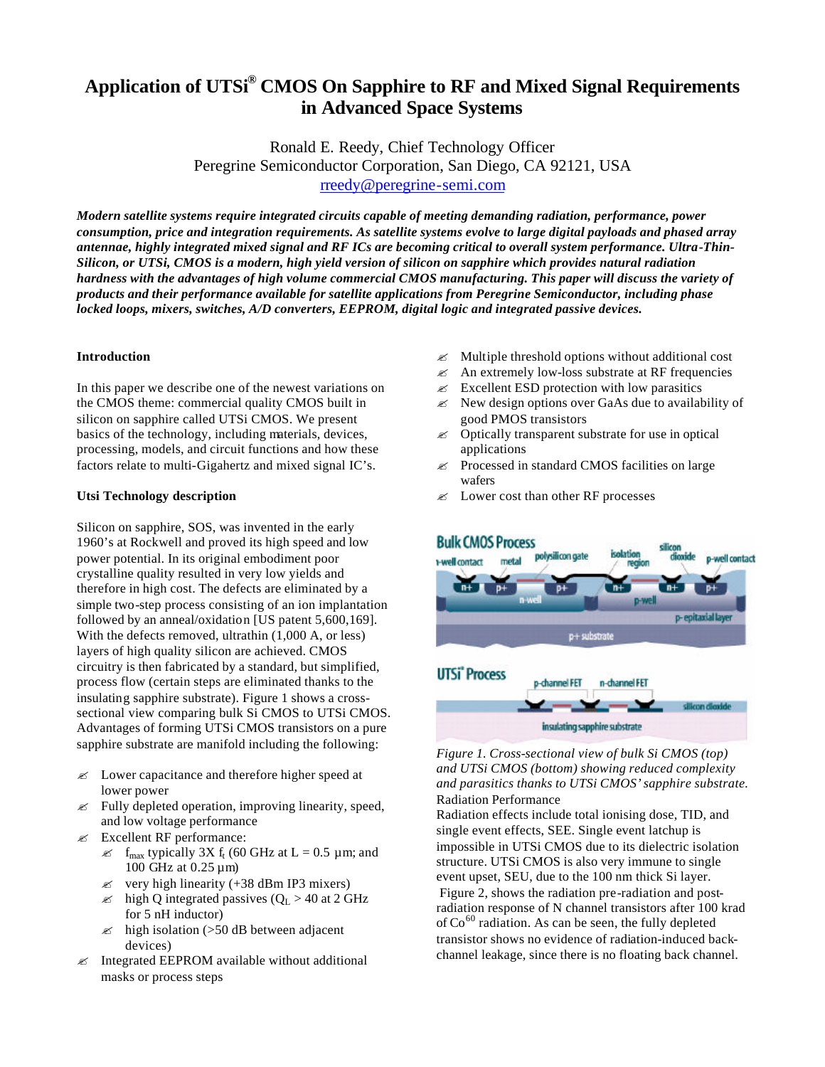# Application of UTSi® CMOS On Sapphire to RF and Mixed Signal Requirements in Advanced Space Systems

Ronald E. Reedy, Chief Technology Officer
Peregrine Semiconductor Corporation, San Diego, CA 92121, USA
rreedy@peregrine-semi.com

***Modern satellite systems require integrated circuits capable of meeting demanding radiation, performance, power consumption, price and integration requirements. As satellite systems evolve to large digital payloads and phased array antennae, highly integrated mixed signal and RF ICs are becoming critical to overall system performance. Ultra-Thin-Silicon, or UTSi, CMOS is a modern, high yield version of silicon on sapphire which provides natural radiation hardness with the advantages of high volume commercial CMOS manufacturing. This paper will discuss the variety of products and their performance available for satellite applications from Peregrine Semiconductor, including phase locked loops, mixers, switches, A/D converters, EEPROM, digital logic and integrated passive devices.***

**Introduction**

In this paper we describe one of the newest variations on the CMOS theme: commercial quality CMOS built in silicon on sapphire called UTSi CMOS. We present basics of the technology, including materials, devices, processing, models, and circuit functions and how these factors relate to multi-Gigahertz and mixed signal IC's.

**Utsi Technology description**

Silicon on sapphire, SOS, was invented in the early 1960's at Rockwell and proved its high speed and low power potential. In its original embodiment poor crystalline quality resulted in very low yields and therefore in high cost. The defects are eliminated by a simple two-step process consisting of an ion implantation followed by an anneal/oxidation [US patent 5,600,169]. With the defects removed, ultrathin (1,000 A, or less) layers of high quality silicon are achieved. CMOS circuitry is then fabricated by a standard, but simplified, process flow (certain steps are eliminated thanks to the insulating sapphire substrate). Figure 1 shows a cross-sectional view comparing bulk Si CMOS to UTSi CMOS. Advantages of forming UTSi CMOS transistors on a pure sapphire substrate are manifold including the following:

- Lower capacitance and therefore higher speed at lower power
- Fully depleted operation, improving linearity, speed, and low voltage performance
- Excellent RF performance:
  - $f_{max}$ typically 3X $f_t$ (60 GHz at L = 0.5 µm; and 100 GHz at 0.25 µm)
  - very high linearity (+38 dBm IP3 mixers)
  - high Q integrated passives ($Q_L$ > 40 at 2 GHz for 5 nH inductor)
  - high isolation (>50 dB between adjacent devices)
- Integrated EEPROM available without additional masks or process steps
- Multiple threshold options without additional cost
- An extremely low-loss substrate at RF frequencies
- Excellent ESD protection with low parasitics
- New design options over GaAs due to availability of good PMOS transistors
- Optically transparent substrate for use in optical applications
- Processed in standard CMOS facilities on large wafers
- Lower cost than other RF processes

*Figure 1. Cross-sectional view of bulk Si CMOS (top) and UTSi CMOS (bottom) showing reduced complexity and parasitics thanks to UTSi CMOS' sapphire substrate.*

Radiation Performance

Radiation effects include total ionising dose, TID, and single event effects, SEE. Single event latchup is impossible in UTSi CMOS due to its dielectric isolation structure. UTSi CMOS is also very immune to single event upset, SEU, due to the 100 nm thick Si layer.

Figure 2, shows the radiation pre-radiation and post-radiation response of N channel transistors after 100 krad of $Co^{60}$ radiation. As can be seen, the fully depleted transistor shows no evidence of radiation-induced back-channel leakage, since there is no floating back channel.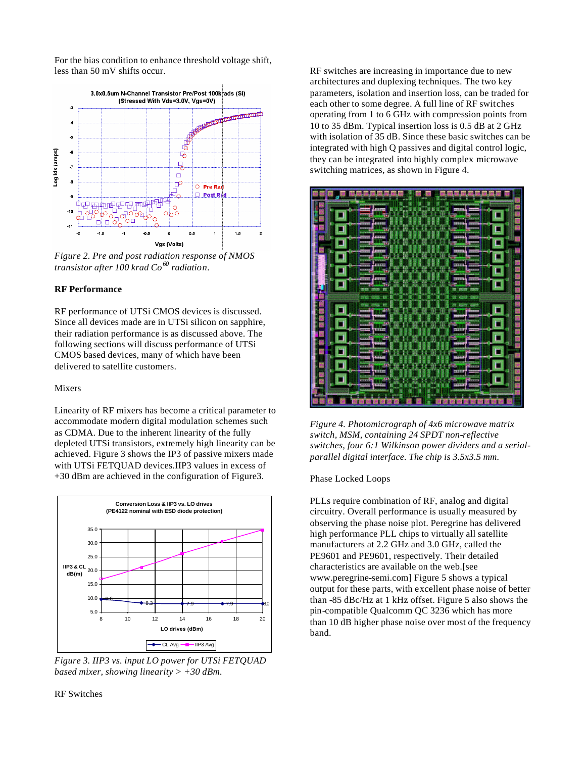For the bias condition to enhance threshold voltage shift, less than 50 mV shifts occur.

*Figure 2. Pre and post radiation response of NMOS transistor after 100 krad $Co^{60}$ radiation.*

**RF Performance**

RF performance of UTSi CMOS devices is discussed. Since all devices made are in UTSi silicon on sapphire, their radiation performance is as discussed above. The following sections will discuss performance of UTSi CMOS based devices, many of which have been delivered to satellite customers.

Mixers

Linearity of RF mixers has become a critical parameter to accommodate modern digital modulation schemes such as CDMA. Due to the inherent linearity of the fully depleted UTSi transistors, extremely high linearity can be achieved. Figure 3 shows the IP3 of passive mixers made with UTSi FETQUAD devices.IIP3 values in excess of +30 dBm are achieved in the configuration of Figure3.

*Figure 3. IIP3 vs. input LO power for UTSi FETQUAD based mixer, showing linearity > +30 dBm.*

RF Switches

RF switches are increasing in importance due to new architectures and duplexing techniques. The two key parameters, isolation and insertion loss, can be traded for each other to some degree. A full line of RF switches operating from 1 to 6 GHz with compression points from 10 to 35 dBm. Typical insertion loss is 0.5 dB at 2 GHz with isolation of 35 dB. Since these basic switches can be integrated with high Q passives and digital control logic, they can be integrated into highly complex microwave switching matrices, as shown in Figure 4.

*Figure 4. Photomicrograph of 4x6 microwave matrix switch, MSM, containing 24 SPDT non-reflective switches, four 6:1 Wilkinson power dividers and a serial-parallel digital interface. The chip is 3.5x3.5 mm.*

Phase Locked Loops

PLLs require combination of RF, analog and digital circuitry. Overall performance is usually measured by observing the phase noise plot. Peregrine has delivered high performance PLL chips to virtually all satellite manufacturers at 2.2 GHz and 3.0 GHz, called the PE9601 and PE9601, respectively. Their detailed characteristics are available on the web.[see www.peregrine-semi.com] Figure 5 shows a typical output for these parts, with excellent phase noise of better than -85 dBc/Hz at 1 kHz offset. Figure 5 also shows the pin-compatible Qualcomm QC 3236 which has more than 10 dB higher phase noise over most of the frequency band.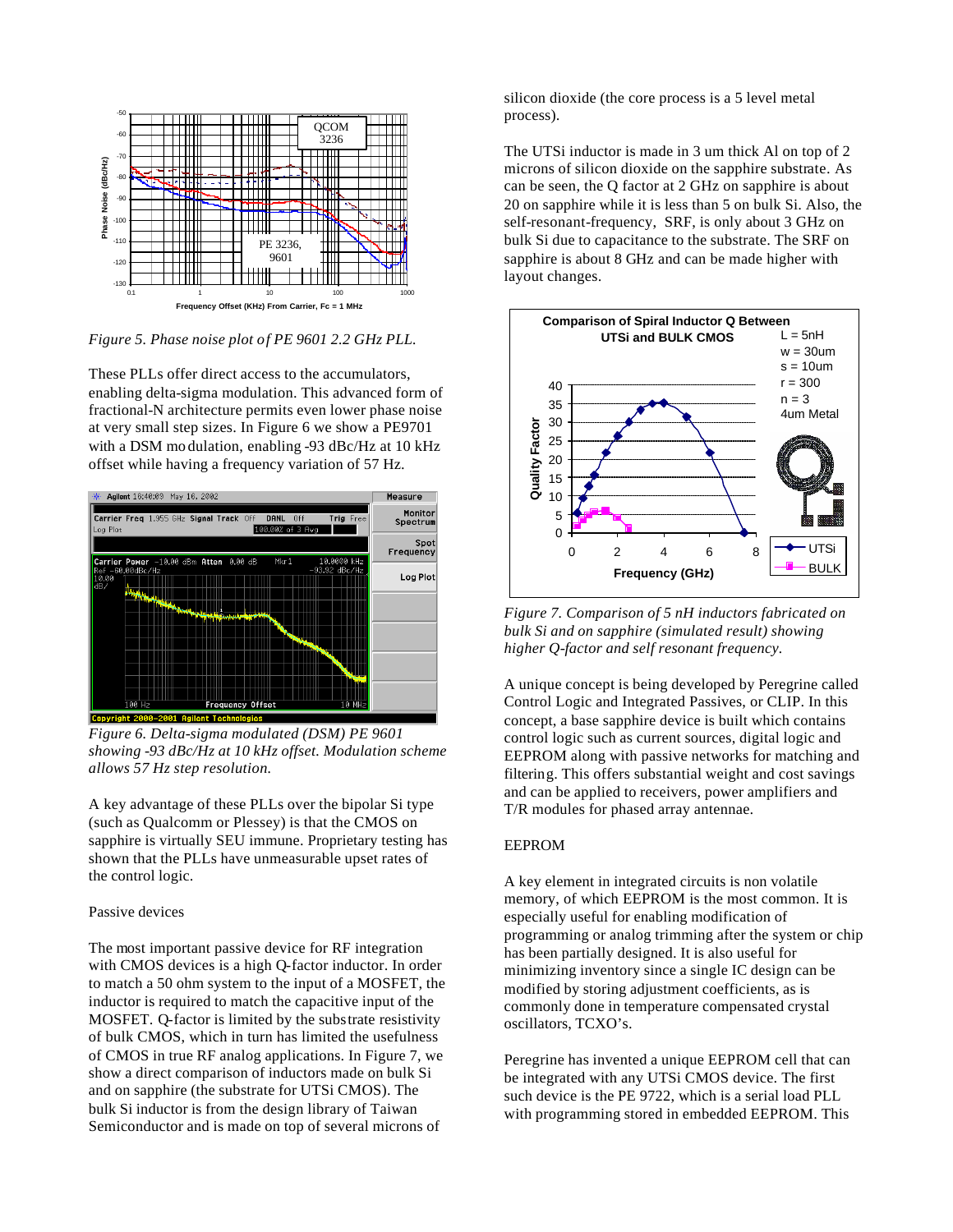*Figure 5. Phase noise plot of PE 9601 2.2 GHz PLL.*

These PLLs offer direct access to the accumulators, enabling delta-sigma modulation. This advanced form of fractional-N architecture permits even lower phase noise at very small step sizes. In Figure 6 we show a PE9701 with a DSM modulation, enabling -93 dBc/Hz at 10 kHz offset while having a frequency variation of 57 Hz.

*Figure 6. Delta-sigma modulated (DSM) PE 9601 showing -93 dBc/Hz at 10 kHz offset. Modulation scheme allows 57 Hz step resolution.*

A key advantage of these PLLs over the bipolar Si type (such as Qualcomm or Plessey) is that the CMOS on sapphire is virtually SEU immune. Proprietary testing has shown that the PLLs have unmeasurable upset rates of the control logic.

Passive devices

The most important passive device for RF integration with CMOS devices is a high Q-factor inductor. In order to match a 50 ohm system to the input of a MOSFET, the inductor is required to match the capacitive input of the MOSFET. Q-factor is limited by the substrate resistivity of bulk CMOS, which in turn has limited the usefulness of CMOS in true RF analog applications. In Figure 7, we show a direct comparison of inductors made on bulk Si and on sapphire (the substrate for UTSi CMOS). The bulk Si inductor is from the design library of Taiwan Semiconductor and is made on top of several microns of silicon dioxide (the core process is a 5 level metal process).

The UTSi inductor is made in 3 um thick Al on top of 2 microns of silicon dioxide on the sapphire substrate. As can be seen, the Q factor at 2 GHz on sapphire is about 20 on sapphire while it is less than 5 on bulk Si. Also, the self-resonant-frequency, SRF, is only about 3 GHz on bulk Si due to capacitance to the substrate. The SRF on sapphire is about 8 GHz and can be made higher with layout changes.

*Figure 7. Comparison of 5 nH inductors fabricated on bulk Si and on sapphire (simulated result) showing higher Q-factor and self resonant frequency.*

A unique concept is being developed by Peregrine called Control Logic and Integrated Passives, or CLIP. In this concept, a base sapphire device is built which contains control logic such as current sources, digital logic and EEPROM along with passive networks for matching and filtering. This offers substantial weight and cost savings and can be applied to receivers, power amplifiers and T/R modules for phased array antennae.

EEPROM

A key element in integrated circuits is non volatile memory, of which EEPROM is the most common. It is especially useful for enabling modification of programming or analog trimming after the system or chip has been partially designed. It is also useful for minimizing inventory since a single IC design can be modified by storing adjustment coefficients, as is commonly done in temperature compensated crystal oscillators, TCXO's.

Peregrine has invented a unique EEPROM cell that can be integrated with any UTSi CMOS device. The first such device is the PE 9722, which is a serial load PLL with programming stored in embedded EEPROM. This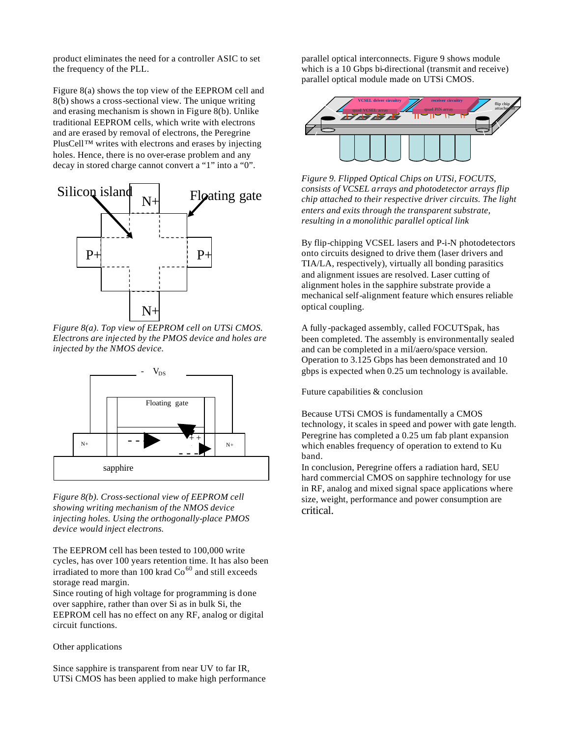product eliminates the need for a controller ASIC to set the frequency of the PLL.

Figure 8(a) shows the top view of the EEPROM cell and 8(b) shows a cross-sectional view. The unique writing and erasing mechanism is shown in Figure 8(b). Unlike traditional EEPROM cells, which write with electrons and are erased by removal of electrons, the Peregrine PlusCell™ writes with electrons and erases by injecting holes. Hence, there is no over-erase problem and any decay in stored charge cannot convert a "1" into a "0".

Silicon island

Floating gate

N+

P+

P+

N+

*Figure 8(a). Top view of EEPROM cell on UTSi CMOS. Electrons are injected by the PMOS device and holes are injected by the NMOS device.*

- $V_{DS}$

Floating gate

N+

N+

sapphire

*Figure 8(b). Cross-sectional view of EEPROM cell showing writing mechanism of the NMOS device injecting holes. Using the orthogonally-place PMOS device would inject electrons.*

The EEPROM cell has been tested to 100,000 write cycles, has over 100 years retention time. It has also been irradiated to more than 100 krad $Co^{60}$ and still exceeds storage read margin.

Since routing of high voltage for programming is done over sapphire, rather than over Si as in bulk Si, the EEPROM cell has no effect on any RF, analog or digital circuit functions.

## Other applications

Since sapphire is transparent from near UV to far IR, UTSi CMOS has been applied to make high performance parallel optical interconnects. Figure 9 shows module which is a 10 Gbps bi-directional (transmit and receive) parallel optical module made on UTSi CMOS.

VCSEL driver circuitry

receiver circuitry

quad VCSEL array

quad PIN array

flip chip attachment

*Figure 9. Flipped Optical Chips on UTSi, FOCUTS, consists of VCSEL arrays and photodetector arrays flip chip attached to their respective driver circuits. The light enters and exits through the transparent substrate, resulting in a monolithic parallel optical link*

By flip-chipping VCSEL lasers and P-i-N photodetectors onto circuits designed to drive them (laser drivers and TIA/LA, respectively), virtually all bonding parasitics and alignment issues are resolved. Laser cutting of alignment holes in the sapphire substrate provide a mechanical self-alignment feature which ensures reliable optical coupling.

A fully-packaged assembly, called FOCUTSpak, has been completed. The assembly is environmentally sealed and can be completed in a mil/aero/space version. Operation to 3.125 Gbps has been demonstrated and 10 gbps is expected when 0.25 um technology is available.

## Future capabilities & conclusion

Because UTSi CMOS is fundamentally a CMOS technology, it scales in speed and power with gate length. Peregrine has completed a 0.25 um fab plant expansion which enables frequency of operation to extend to Ku band.

In conclusion, Peregrine offers a radiation hard, SEU hard commercial CMOS on sapphire technology for use in RF, analog and mixed signal space applications where size, weight, performance and power consumption are critical.